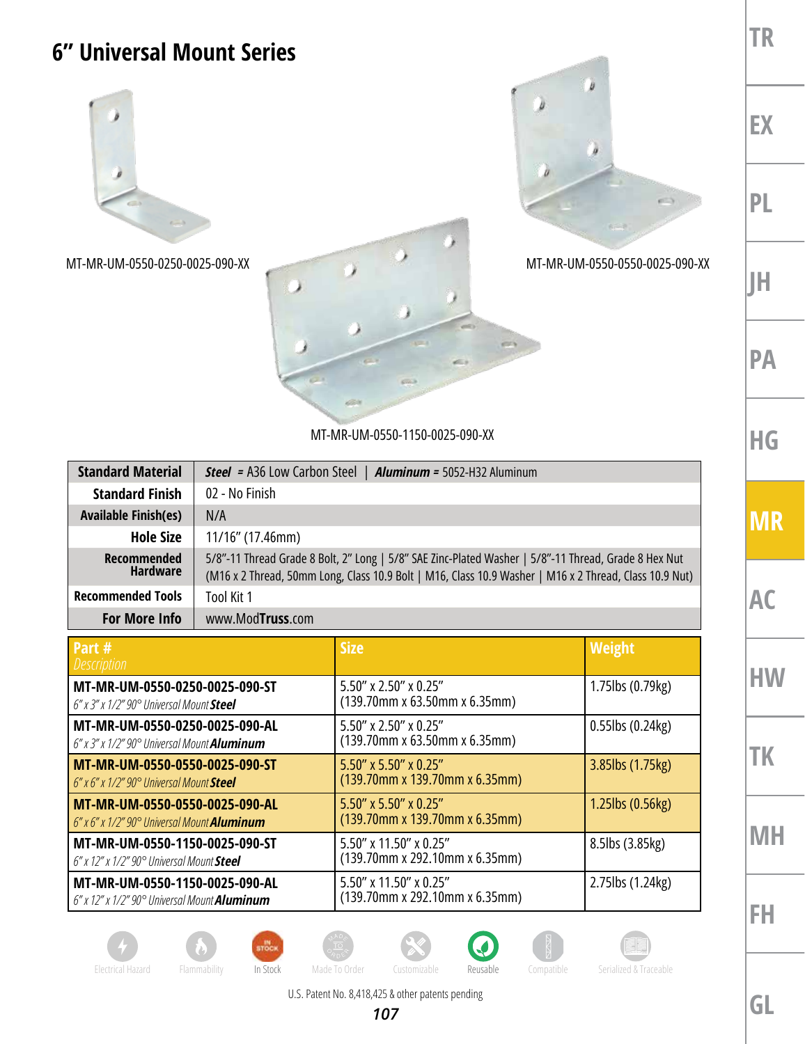# 6" Universal Mount Series

MT-MR-UM-0550-0250-0025-090-XX

MT-MR-UM-0550-0550-0025-090-XX

MT-MR-UM-0550-1150-0025-090-XX

| | |
|---|---|
| **Standard Material** | ***Steel*** = A36 Low Carbon Steel \| ***Aluminum*** = 5052-H32 Aluminum |
| **Standard Finish** | 02 - No Finish |
| **Available Finish(es)** | N/A |
| **Hole Size** | 11/16" (17.46mm) |
| **Recommended Hardware** | 5/8"-11 Thread Grade 8 Bolt, 2" Long \| 5/8" SAE Zinc-Plated Washer \| 5/8"-11 Thread, Grade 8 Hex Nut (M16 x 2 Thread, 50mm Long, Class 10.9 Bolt \| M16, Class 10.9 Washer \| M16 x 2 Thread, Class 10.9 Nut) |
| **Recommended Tools** | Tool Kit 1 |
| **For More Info** | www.ModTruss.com |

| Part # *Description* | Size | Weight |
|---|---|---|
| **MT-MR-UM-0550-0250-0025-090-ST** *6" x 3" x 1/2" 90° Universal Mount **Steel*** | 5.50" x 2.50" x 0.25" (139.70mm x 63.50mm x 6.35mm) | 1.75lbs (0.79kg) |
| **MT-MR-UM-0550-0250-0025-090-AL** *6" x 3" x 1/2" 90° Universal Mount **Aluminum*** | 5.50" x 2.50" x 0.25" (139.70mm x 63.50mm x 6.35mm) | 0.55lbs (0.24kg) |
| **MT-MR-UM-0550-0550-0025-090-ST** *6" x 6" x 1/2" 90° Universal Mount **Steel*** | 5.50" x 5.50" x 0.25" (139.70mm x 139.70mm x 6.35mm) | 3.85lbs (1.75kg) |
| **MT-MR-UM-0550-0550-0025-090-AL** *6" x 6" x 1/2" 90° Universal Mount **Aluminum*** | 5.50" x 5.50" x 0.25" (139.70mm x 139.70mm x 6.35mm) | 1.25lbs (0.56kg) |
| **MT-MR-UM-0550-1150-0025-090-ST** *6" x 12" x 1/2" 90° Universal Mount **Steel*** | 5.50" x 11.50" x 0.25" (139.70mm x 292.10mm x 6.35mm) | 8.5lbs (3.85kg) |
| **MT-MR-UM-0550-1150-0025-090-AL** *6" x 12" x 1/2" 90° Universal Mount **Aluminum*** | 5.50" x 11.50" x 0.25" (139.70mm x 292.10mm x 6.35mm) | 2.75lbs (1.24kg) |

Electrical Hazard | Flammability | In Stock | Made To Order | Customizable | Reusable | Compatible | Serialized & Traceable

U.S. Patent No. 8,418,425 & other patents pending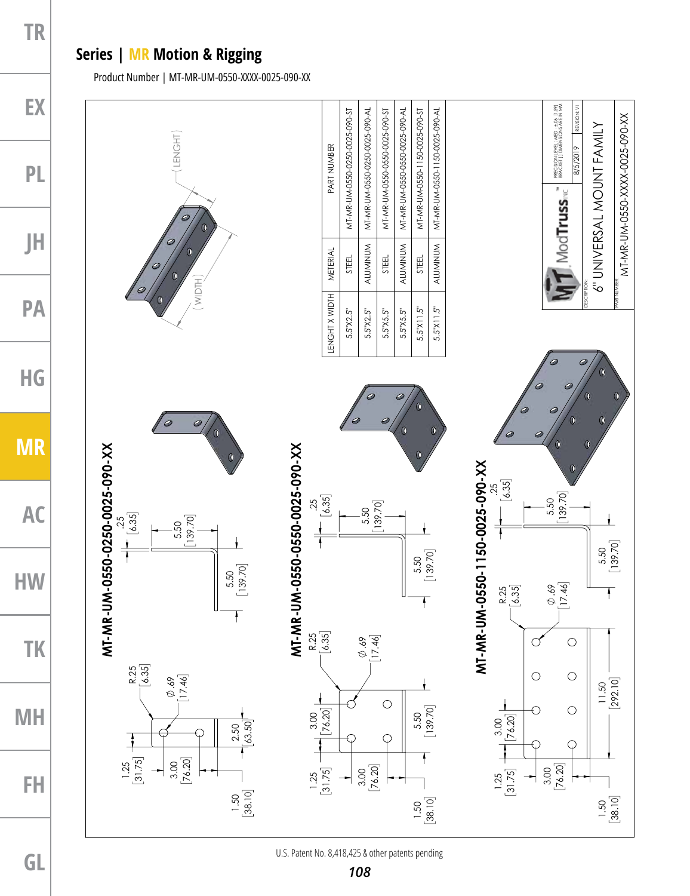## Series | MR Motion & Rigging

Product Number | MT-MR-UM-0550-XXXX-0025-090-XX

| LENGHT X WIDTH | METERIAL | PART NUMBER |
|---|---|---|
| 5.5"X2.5" | STEEL | MT-MR-UM-0550-0250-0025-090-ST |
| 5.5"X2.5" | ALUMINUM | MT-MR-UM-0550-0250-0025-090-AL |
| 5.5"X5.5" | STEEL | MT-MR-UM-0550-0550-0025-090-ST |
| 5.5"X5.5" | ALUMINUM | MT-MR-UM-0550-0550-0025-090-AL |
| 5.5"X11.5" | STEEL | MT-MR-UM-0550-1150-0025-090-ST |
| 5.5"X11.5" | ALUMINUM | MT-MR-UM-0550-1150-0025-090-AL |

(LENGHT)
(WIDTH)

ModTruss INC

PRECISION LEVEL: MED = ±.06 [1.59]
BRACKET [ ] DIMENSIONS ARE IN MM

8/5/2019
REVISION: V1

DESCRIPTION: 6" UNIVERSAL MOUNT FAMILY

PART NUMBER: MT-MR-UM-0550-XXXX-0025-090-XX

### MT-MR-UM-0550-0250-0025-090-XX

.25 [6.35]
5.50 [139.70]
5.50 [139.70]
R.25 [6.35]
Ø.69 [17.46]
1.25 [31.75]
3.00 [76.20]
2.50 [63.50]
1.50 [38.10]

### MT-MR-UM-0550-0550-0025-090-XX

.25 [6.35]
5.50 [139.70]
5.50 [139.70]
R.25 [6.35]
Ø.69 [17.46]
3.00 [76.20]
1.25 [31.75]
3.00 [76.20]
5.50 [139.70]
1.50 [38.10]

### MT-MR-UM-0550-1150-0025-090-XX

.25 [6.35]
5.50 [139.70]
5.50 [139.70]
R.25 [6.35]
Ø.69 [17.46]
3.00 [76.20]
1.25 [31.75]
3.00 [76.20]
11.50 [292.10]
1.50 [38.10]

U.S. Patent No. 8,418,425 & other patents pending